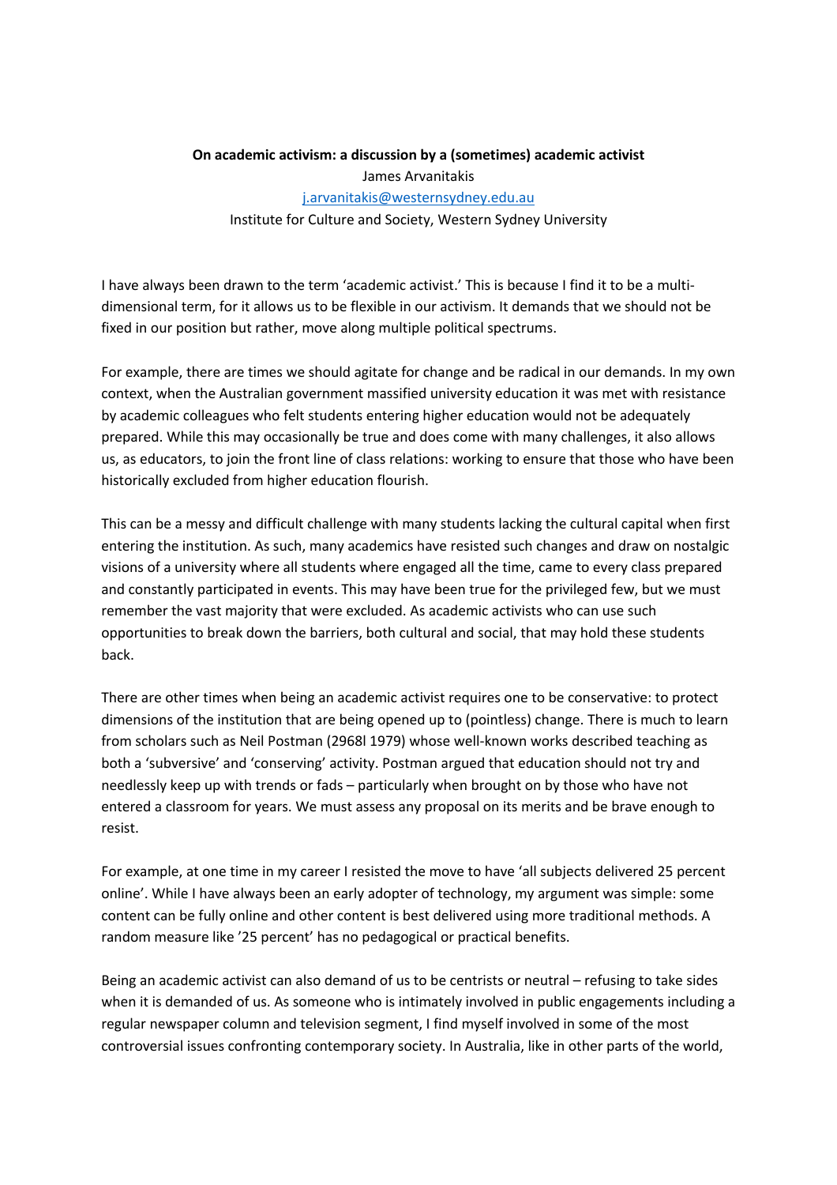**On academic activism: a discussion by a (sometimes) academic activist**

James Arvanitakis

j.arvanitakis@westernsydney.edu.au

Institute for Culture and Society, Western Sydney University

I have always been drawn to the term 'academic activist.' This is because I find it to be a multi-dimensional term, for it allows us to be flexible in our activism. It demands that we should not be fixed in our position but rather, move along multiple political spectrums.

For example, there are times we should agitate for change and be radical in our demands. In my own context, when the Australian government massified university education it was met with resistance by academic colleagues who felt students entering higher education would not be adequately prepared. While this may occasionally be true and does come with many challenges, it also allows us, as educators, to join the front line of class relations: working to ensure that those who have been historically excluded from higher education flourish.

This can be a messy and difficult challenge with many students lacking the cultural capital when first entering the institution. As such, many academics have resisted such changes and draw on nostalgic visions of a university where all students where engaged all the time, came to every class prepared and constantly participated in events. This may have been true for the privileged few, but we must remember the vast majority that were excluded. As academic activists who can use such opportunities to break down the barriers, both cultural and social, that may hold these students back.

There are other times when being an academic activist requires one to be conservative: to protect dimensions of the institution that are being opened up to (pointless) change. There is much to learn from scholars such as Neil Postman (2968l 1979) whose well-known works described teaching as both a 'subversive' and 'conserving' activity. Postman argued that education should not try and needlessly keep up with trends or fads – particularly when brought on by those who have not entered a classroom for years. We must assess any proposal on its merits and be brave enough to resist.

For example, at one time in my career I resisted the move to have 'all subjects delivered 25 percent online'. While I have always been an early adopter of technology, my argument was simple: some content can be fully online and other content is best delivered using more traditional methods. A random measure like '25 percent' has no pedagogical or practical benefits.

Being an academic activist can also demand of us to be centrists or neutral – refusing to take sides when it is demanded of us. As someone who is intimately involved in public engagements including a regular newspaper column and television segment, I find myself involved in some of the most controversial issues confronting contemporary society. In Australia, like in other parts of the world,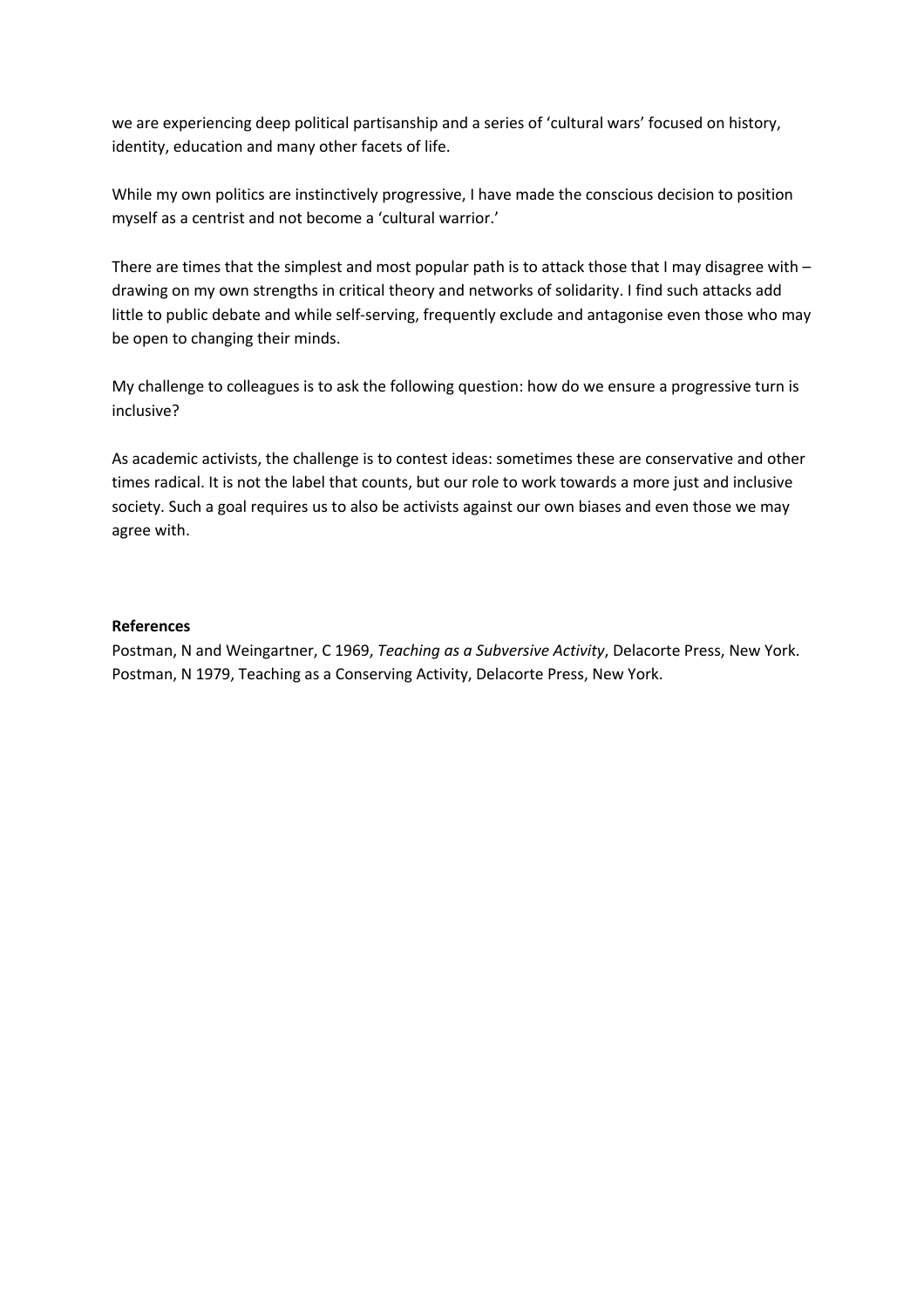we are experiencing deep political partisanship and a series of 'cultural wars' focused on history, identity, education and many other facets of life.

While my own politics are instinctively progressive, I have made the conscious decision to position myself as a centrist and not become a 'cultural warrior.'

There are times that the simplest and most popular path is to attack those that I may disagree with – drawing on my own strengths in critical theory and networks of solidarity. I find such attacks add little to public debate and while self-serving, frequently exclude and antagonise even those who may be open to changing their minds.

My challenge to colleagues is to ask the following question: how do we ensure a progressive turn is inclusive?

As academic activists, the challenge is to contest ideas: sometimes these are conservative and other times radical. It is not the label that counts, but our role to work towards a more just and inclusive society. Such a goal requires us to also be activists against our own biases and even those we may agree with.

**References**

Postman, N and Weingartner, C 1969, *Teaching as a Subversive Activity*, Delacorte Press, New York.
Postman, N 1979, Teaching as a Conserving Activity, Delacorte Press, New York.